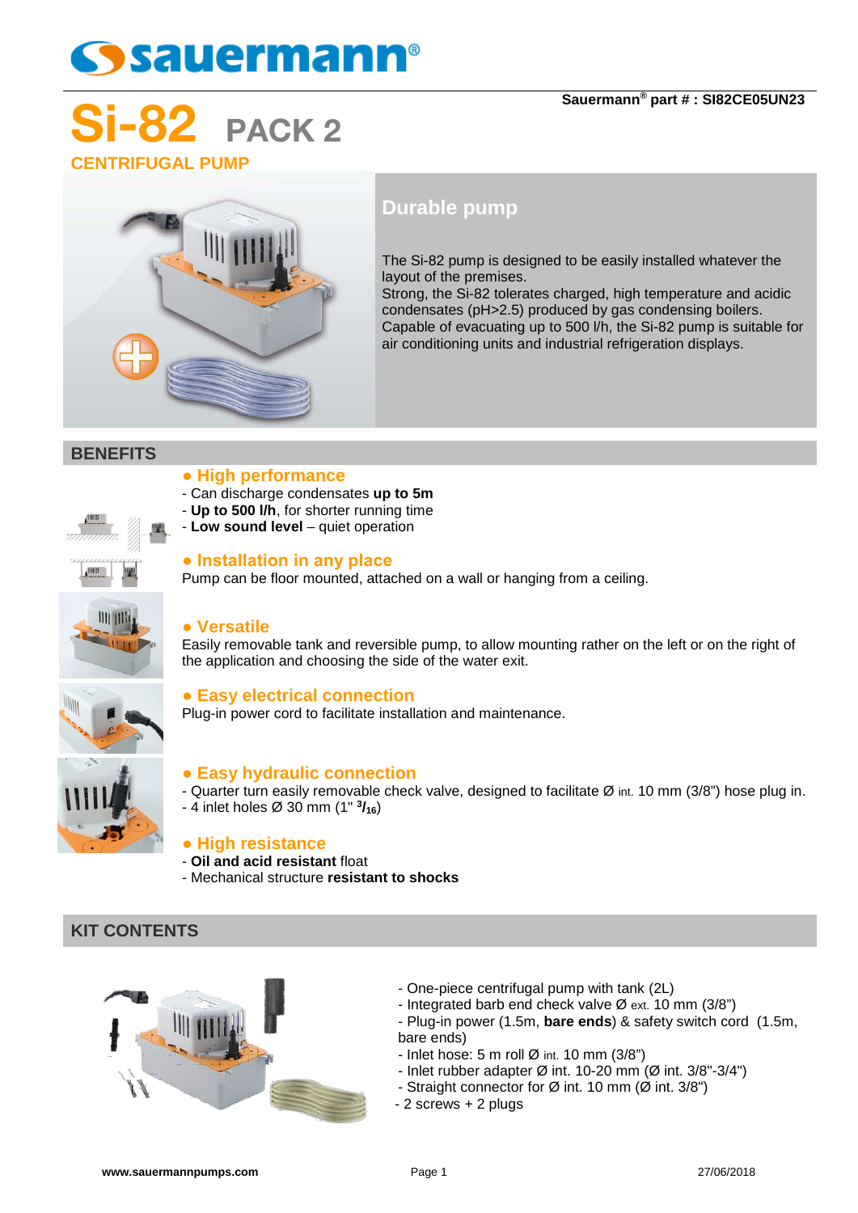# sauermann®

**Sauermann® part # : SI82CE05UN23**

# Si-82 PACK 2

## CENTRIFUGAL PUMP

## Durable pump

The Si-82 pump is designed to be easily installed whatever the layout of the premises.
Strong, the Si-82 tolerates charged, high temperature and acidic condensates (pH>2.5) produced by gas condensing boilers.
Capable of evacuating up to 500 l/h, the Si-82 pump is suitable for air conditioning units and industrial refrigeration displays.

## BENEFITS

### ● High performance

- Can discharge condensates **up to 5m**
- **Up to 500 l/h**, for shorter running time
- **Low sound level** – quiet operation

### ● Installation in any place

Pump can be floor mounted, attached on a wall or hanging from a ceiling.

### ● Versatile

Easily removable tank and reversible pump, to allow mounting rather on the left or on the right of the application and choosing the side of the water exit.

### ● Easy electrical connection

Plug-in power cord to facilitate installation and maintenance.

### ● Easy hydraulic connection

- Quarter turn easily removable check valve, designed to facilitate Ø int. 10 mm (3/8") hose plug in.
- 4 inlet holes Ø 30 mm (1" 3/16)

### ● High resistance

- **Oil and acid resistant** float
- Mechanical structure **resistant to shocks**

## KIT CONTENTS

- One-piece centrifugal pump with tank (2L)
- Integrated barb end check valve Ø ext. 10 mm (3/8")
- Plug-in power (1.5m, **bare ends**) & safety switch cord (1.5m, bare ends)
- Inlet hose: 5 m roll Ø int. 10 mm (3/8")
- Inlet rubber adapter Ø int. 10-20 mm (Ø int. 3/8"-3/4")
- Straight connector for Ø int. 10 mm (Ø int. 3/8")
- 2 screws + 2 plugs

www.sauermannpumps.com 27/06/2018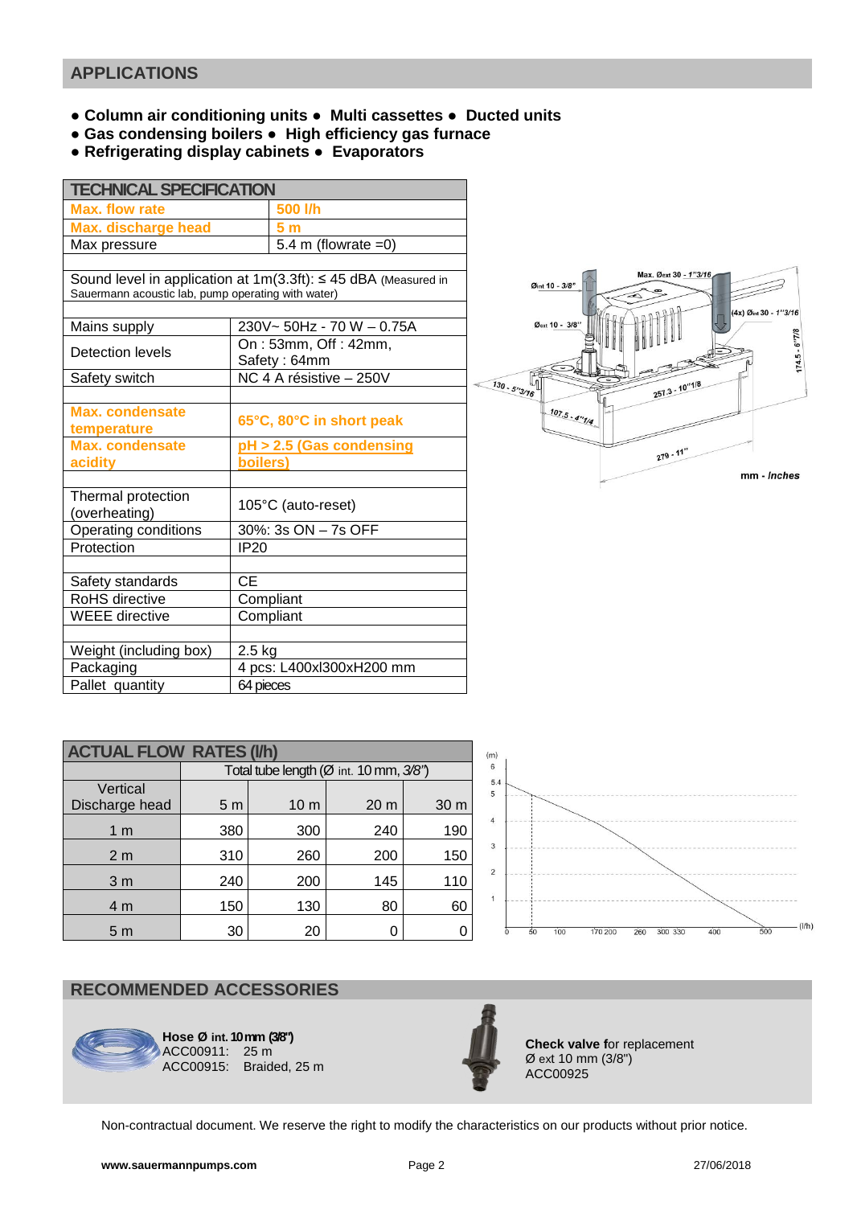## APPLICATIONS

- Column air conditioning units ● Multi cassettes ● Ducted units
- Gas condensing boilers ● High efficiency gas furnace
- Refrigerating display cabinets ● Evaporators

| TECHNICAL SPECIFICATION | |
|---|---|
| **Max. flow rate** | **500 l/h** |
| **Max. discharge head** | **5 m** |
| Max pressure | 5.4 m (flowrate =0) |
| | |
| Sound level in application at 1m(3.3ft): ≤ 45 dBA (Measured in Sauermann acoustic lab, pump operating with water) | |
| | |
| Mains supply | 230V~ 50Hz - 70 W – 0.75A |
| Detection levels | On : 53mm, Off : 42mm, Safety : 64mm |
| Safety switch | NC 4 A résistive – 250V |
| | |
| **Max. condensate temperature** | **65°C, 80°C in short peak** |
| **Max. condensate acidity** | **pH > 2.5 (Gas condensing boilers)** |
| | |
| Thermal protection (overheating) | 105°C (auto-reset) |
| Operating conditions | 30%: 3s ON – 7s OFF |
| Protection | IP20 |
| | |
| Safety standards | CE |
| RoHS directive | Compliant |
| WEEE directive | Compliant |
| | |
| Weight (including box) | 2.5 kg |
| Packaging | 4 pcs: L400xl300xH200 mm |
| Pallet quantity | 64 pieces |

Øint 10 - 3/8"
Max. Øext 30 - 1"3/16
Øext 10 - 3/8"
(4x) Øext 30 - 1"3/16
174.5 - 6"7/8
130 - 5"3/16
257.3 - 10"1/8
107.5 - 4"1/4
279 - 11"
mm - Inches

| ACTUAL FLOW RATES (l/h) | | | | |
|---|---|---|---|---|
| | Total tube length (Ø int. 10 mm, 3/8") | | | |
| Vertical Discharge head | 5 m | 10 m | 20 m | 30 m |
| 1 m | 380 | 300 | 240 | 190 |
| 2 m | 310 | 260 | 200 | 150 |
| 3 m | 240 | 200 | 145 | 110 |
| 4 m | 150 | 130 | 80 | 60 |
| 5 m | 30 | 20 | 0 | 0 |

(m)
6
5.4
5
4
3
2
1
0 50 100 170 200 260 300 330 400 500 (l/h)

## RECOMMENDED ACCESSORIES

**Hose Ø int. 10 mm (3/8")**
ACC00911: 25 m
ACC00915: Braided, 25 m

**Check valve f**or replacement
Ø ext 10 mm (3/8")
ACC00925

Non-contractual document. We reserve the right to modify the characteristics on our products without prior notice.

www.sauermannpumps.com 27/06/2018